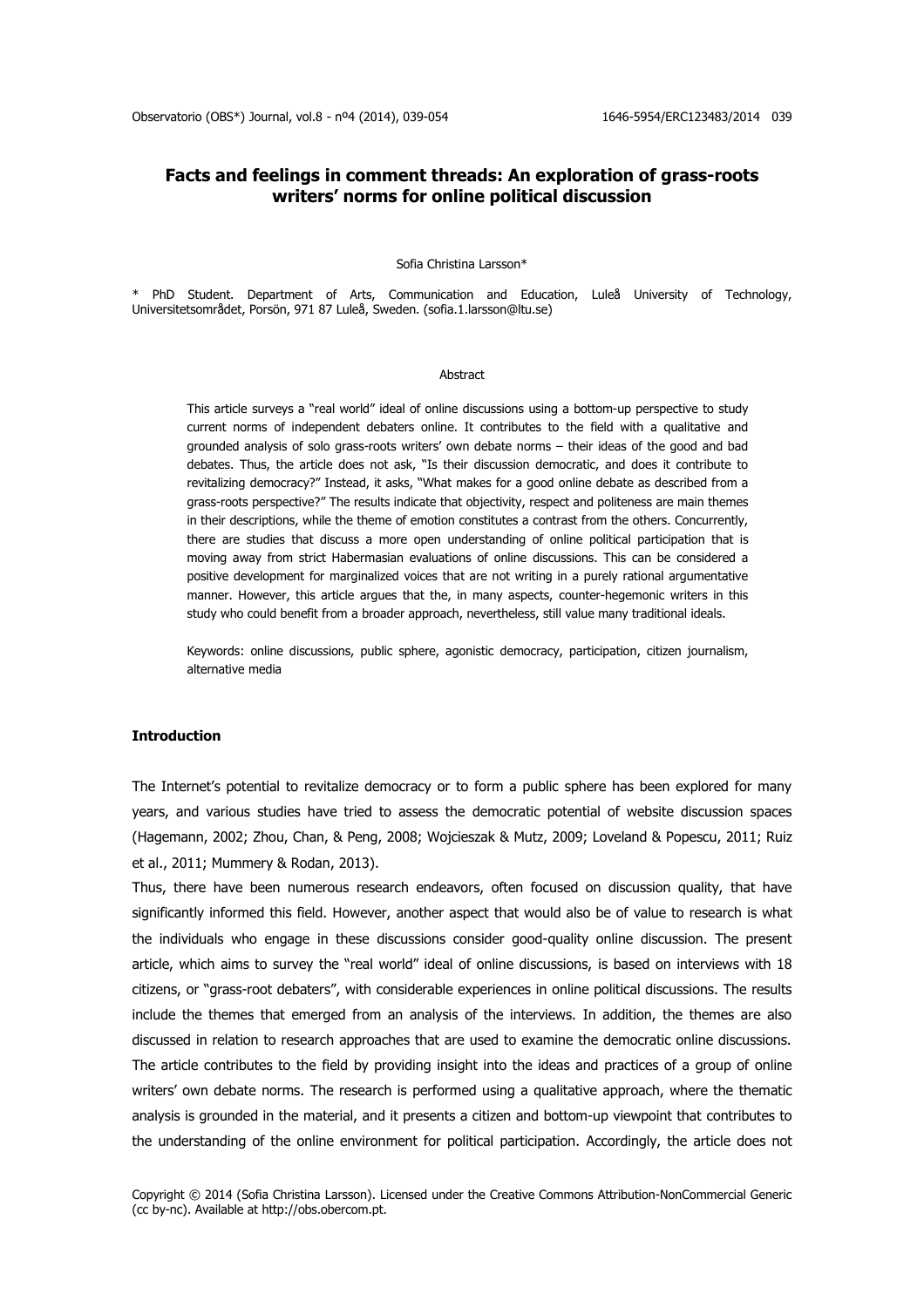# Facts and feelings in comment threads: An exploration of grass-roots writers' norms for online political discussion

Sofia Christina Larsson*

* PhD Student. Department of Arts, Communication and Education, Luleå University of Technology, Universitetsområdet, Porsön, 971 87 Luleå, Sweden. (sofia.1.larsson@ltu.se)

## Abstract

This article surveys a "real world" ideal of online discussions using a bottom-up perspective to study current norms of independent debaters online. It contributes to the field with a qualitative and grounded analysis of solo grass-roots writers' own debate norms – their ideas of the good and bad debates. Thus, the article does not ask, "Is their discussion democratic, and does it contribute to revitalizing democracy?" Instead, it asks, "What makes for a good online debate as described from a grass-roots perspective?" The results indicate that objectivity, respect and politeness are main themes in their descriptions, while the theme of emotion constitutes a contrast from the others. Concurrently, there are studies that discuss a more open understanding of online political participation that is moving away from strict Habermasian evaluations of online discussions. This can be considered a positive development for marginalized voices that are not writing in a purely rational argumentative manner. However, this article argues that the, in many aspects, counter-hegemonic writers in this study who could benefit from a broader approach, nevertheless, still value many traditional ideals.

Keywords: online discussions, public sphere, agonistic democracy, participation, citizen journalism, alternative media

## Introduction

The Internet's potential to revitalize democracy or to form a public sphere has been explored for many years, and various studies have tried to assess the democratic potential of website discussion spaces (Hagemann, 2002; Zhou, Chan, & Peng, 2008; Wojcieszak & Mutz, 2009; Loveland & Popescu, 2011; Ruiz et al., 2011; Mummery & Rodan, 2013).

Thus, there have been numerous research endeavors, often focused on discussion quality, that have significantly informed this field. However, another aspect that would also be of value to research is what the individuals who engage in these discussions consider good-quality online discussion. The present article, which aims to survey the "real world" ideal of online discussions, is based on interviews with 18 citizens, or "grass-root debaters", with considerable experiences in online political discussions. The results include the themes that emerged from an analysis of the interviews. In addition, the themes are also discussed in relation to research approaches that are used to examine the democratic online discussions. The article contributes to the field by providing insight into the ideas and practices of a group of online writers' own debate norms. The research is performed using a qualitative approach, where the thematic analysis is grounded in the material, and it presents a citizen and bottom-up viewpoint that contributes to the understanding of the online environment for political participation. Accordingly, the article does not

Copyright © 2014 (Sofia Christina Larsson). Licensed under the Creative Commons Attribution-NonCommercial Generic (cc by-nc). Available at http://obs.obercom.pt.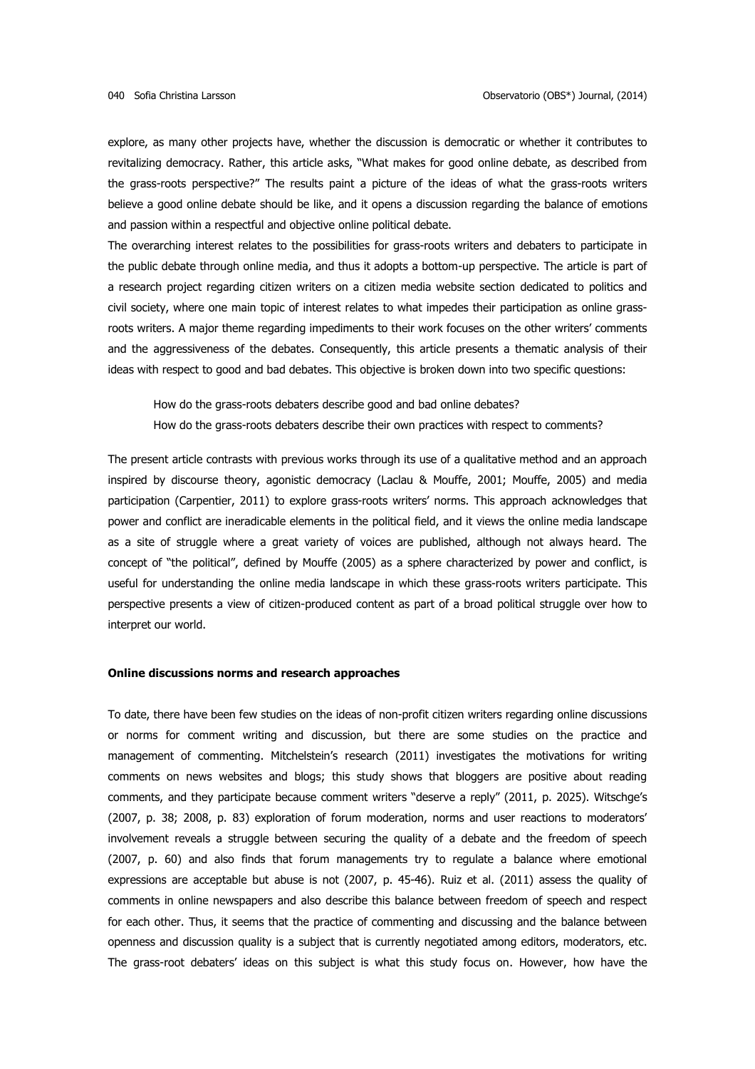explore, as many other projects have, whether the discussion is democratic or whether it contributes to revitalizing democracy. Rather, this article asks, "What makes for good online debate, as described from the grass-roots perspective?" The results paint a picture of the ideas of what the grass-roots writers believe a good online debate should be like, and it opens a discussion regarding the balance of emotions and passion within a respectful and objective online political debate.

The overarching interest relates to the possibilities for grass-roots writers and debaters to participate in the public debate through online media, and thus it adopts a bottom-up perspective. The article is part of a research project regarding citizen writers on a citizen media website section dedicated to politics and civil society, where one main topic of interest relates to what impedes their participation as online grass-roots writers. A major theme regarding impediments to their work focuses on the other writers' comments and the aggressiveness of the debates. Consequently, this article presents a thematic analysis of their ideas with respect to good and bad debates. This objective is broken down into two specific questions:

> How do the grass-roots debaters describe good and bad online debates?
> How do the grass-roots debaters describe their own practices with respect to comments?

The present article contrasts with previous works through its use of a qualitative method and an approach inspired by discourse theory, agonistic democracy (Laclau & Mouffe, 2001; Mouffe, 2005) and media participation (Carpentier, 2011) to explore grass-roots writers' norms. This approach acknowledges that power and conflict are ineradicable elements in the political field, and it views the online media landscape as a site of struggle where a great variety of voices are published, although not always heard. The concept of "the political", defined by Mouffe (2005) as a sphere characterized by power and conflict, is useful for understanding the online media landscape in which these grass-roots writers participate. This perspective presents a view of citizen-produced content as part of a broad political struggle over how to interpret our world.

**Online discussions norms and research approaches**

To date, there have been few studies on the ideas of non-profit citizen writers regarding online discussions or norms for comment writing and discussion, but there are some studies on the practice and management of commenting. Mitchelstein's research (2011) investigates the motivations for writing comments on news websites and blogs; this study shows that bloggers are positive about reading comments, and they participate because comment writers "deserve a reply" (2011, p. 2025). Witschge's (2007, p. 38; 2008, p. 83) exploration of forum moderation, norms and user reactions to moderators' involvement reveals a struggle between securing the quality of a debate and the freedom of speech (2007, p. 60) and also finds that forum managements try to regulate a balance where emotional expressions are acceptable but abuse is not (2007, p. 45-46). Ruiz et al. (2011) assess the quality of comments in online newspapers and also describe this balance between freedom of speech and respect for each other. Thus, it seems that the practice of commenting and discussing and the balance between openness and discussion quality is a subject that is currently negotiated among editors, moderators, etc. The grass-root debaters' ideas on this subject is what this study focus on. However, how have the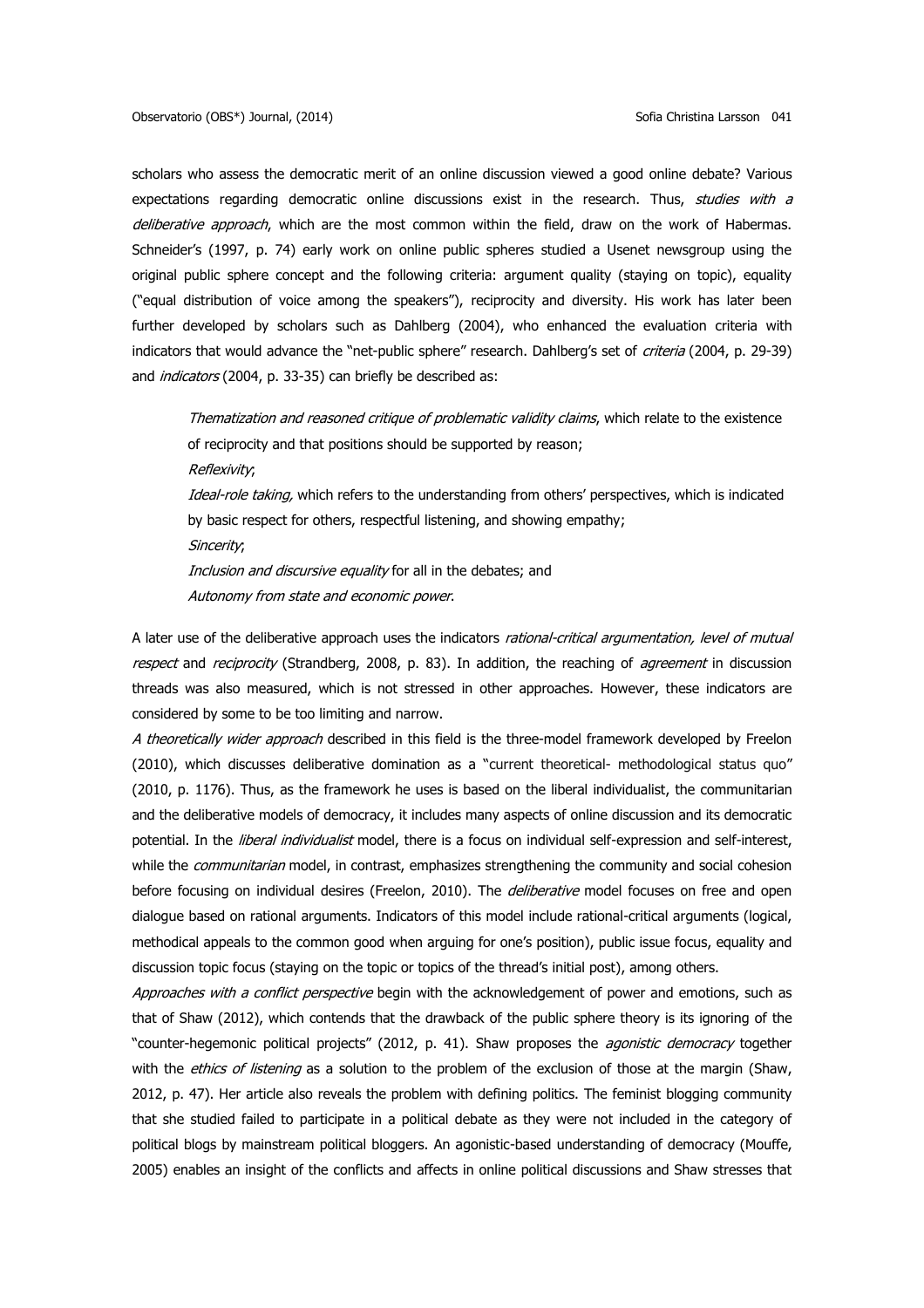scholars who assess the democratic merit of an online discussion viewed a good online debate? Various expectations regarding democratic online discussions exist in the research. Thus, *studies with a deliberative approach*, which are the most common within the field, draw on the work of Habermas. Schneider's (1997, p. 74) early work on online public spheres studied a Usenet newsgroup using the original public sphere concept and the following criteria: argument quality (staying on topic), equality ("equal distribution of voice among the speakers"), reciprocity and diversity. His work has later been further developed by scholars such as Dahlberg (2004), who enhanced the evaluation criteria with indicators that would advance the "net-public sphere" research. Dahlberg's set of *criteria* (2004, p. 29-39) and *indicators* (2004, p. 33-35) can briefly be described as:

> *Thematization and reasoned critique of problematic validity claims*, which relate to the existence of reciprocity and that positions should be supported by reason;
> *Reflexivity*;
> *Ideal-role taking,* which refers to the understanding from others' perspectives, which is indicated by basic respect for others, respectful listening, and showing empathy;
> *Sincerity*;
> *Inclusion and discursive equality* for all in the debates; and
> *Autonomy from state and economic power*.

A later use of the deliberative approach uses the indicators *rational-critical argumentation, level of mutual respect* and *reciprocity* (Strandberg, 2008, p. 83). In addition, the reaching of *agreement* in discussion threads was also measured, which is not stressed in other approaches. However, these indicators are considered by some to be too limiting and narrow.

*A theoretically wider approach* described in this field is the three-model framework developed by Freelon (2010), which discusses deliberative domination as a "current theoretical- methodological status quo" (2010, p. 1176). Thus, as the framework he uses is based on the liberal individualist, the communitarian and the deliberative models of democracy, it includes many aspects of online discussion and its democratic potential. In the *liberal individualist* model, there is a focus on individual self-expression and self-interest, while the *communitarian* model, in contrast, emphasizes strengthening the community and social cohesion before focusing on individual desires (Freelon, 2010). The *deliberative* model focuses on free and open dialogue based on rational arguments. Indicators of this model include rational-critical arguments (logical, methodical appeals to the common good when arguing for one's position), public issue focus, equality and discussion topic focus (staying on the topic or topics of the thread's initial post), among others.

*Approaches with a conflict perspective* begin with the acknowledgement of power and emotions, such as that of Shaw (2012), which contends that the drawback of the public sphere theory is its ignoring of the "counter-hegemonic political projects" (2012, p. 41). Shaw proposes the *agonistic democracy* together with the *ethics of listening* as a solution to the problem of the exclusion of those at the margin (Shaw, 2012, p. 47). Her article also reveals the problem with defining politics. The feminist blogging community that she studied failed to participate in a political debate as they were not included in the category of political blogs by mainstream political bloggers. An agonistic-based understanding of democracy (Mouffe, 2005) enables an insight of the conflicts and affects in online political discussions and Shaw stresses that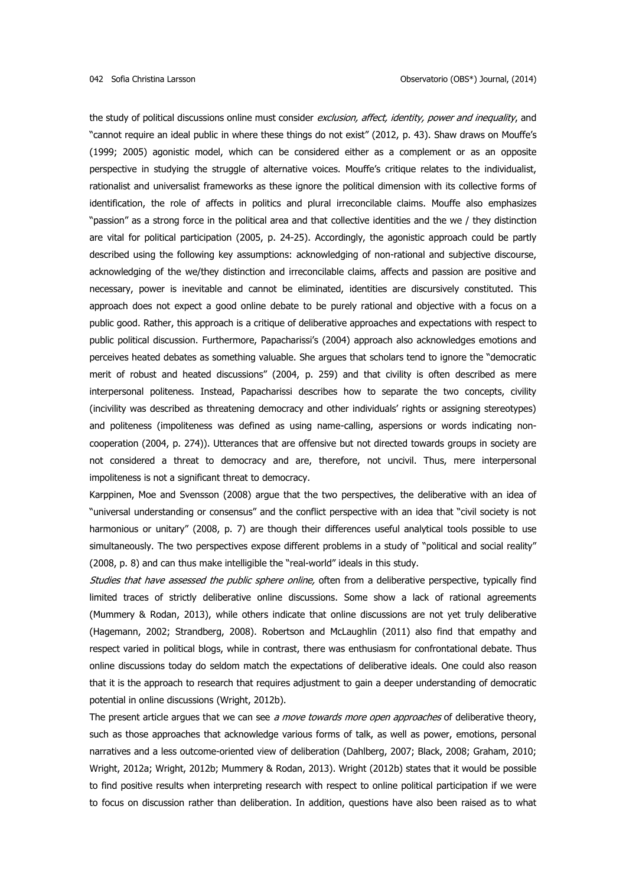the study of political discussions online must consider *exclusion, affect, identity, power and inequality*, and "cannot require an ideal public in where these things do not exist" (2012, p. 43). Shaw draws on Mouffe's (1999; 2005) agonistic model, which can be considered either as a complement or as an opposite perspective in studying the struggle of alternative voices. Mouffe's critique relates to the individualist, rationalist and universalist frameworks as these ignore the political dimension with its collective forms of identification, the role of affects in politics and plural irreconcilable claims. Mouffe also emphasizes "passion" as a strong force in the political area and that collective identities and the we / they distinction are vital for political participation (2005, p. 24-25). Accordingly, the agonistic approach could be partly described using the following key assumptions: acknowledging of non-rational and subjective discourse, acknowledging of the we/they distinction and irreconcilable claims, affects and passion are positive and necessary, power is inevitable and cannot be eliminated, identities are discursively constituted. This approach does not expect a good online debate to be purely rational and objective with a focus on a public good. Rather, this approach is a critique of deliberative approaches and expectations with respect to public political discussion. Furthermore, Papacharissi's (2004) approach also acknowledges emotions and perceives heated debates as something valuable. She argues that scholars tend to ignore the "democratic merit of robust and heated discussions" (2004, p. 259) and that civility is often described as mere interpersonal politeness. Instead, Papacharissi describes how to separate the two concepts, civility (incivility was described as threatening democracy and other individuals' rights or assigning stereotypes) and politeness (impoliteness was defined as using name-calling, aspersions or words indicating non-cooperation (2004, p. 274)). Utterances that are offensive but not directed towards groups in society are not considered a threat to democracy and are, therefore, not uncivil. Thus, mere interpersonal impoliteness is not a significant threat to democracy.

Karppinen, Moe and Svensson (2008) argue that the two perspectives, the deliberative with an idea of "universal understanding or consensus" and the conflict perspective with an idea that "civil society is not harmonious or unitary" (2008, p. 7) are though their differences useful analytical tools possible to use simultaneously. The two perspectives expose different problems in a study of "political and social reality" (2008, p. 8) and can thus make intelligible the "real-world" ideals in this study.

*Studies that have assessed the public sphere online,* often from a deliberative perspective, typically find limited traces of strictly deliberative online discussions. Some show a lack of rational agreements (Mummery & Rodan, 2013), while others indicate that online discussions are not yet truly deliberative (Hagemann, 2002; Strandberg, 2008). Robertson and McLaughlin (2011) also find that empathy and respect varied in political blogs, while in contrast, there was enthusiasm for confrontational debate. Thus online discussions today do seldom match the expectations of deliberative ideals. One could also reason that it is the approach to research that requires adjustment to gain a deeper understanding of democratic potential in online discussions (Wright, 2012b).

The present article argues that we can see *a move towards more open approaches* of deliberative theory, such as those approaches that acknowledge various forms of talk, as well as power, emotions, personal narratives and a less outcome-oriented view of deliberation (Dahlberg, 2007; Black, 2008; Graham, 2010; Wright, 2012a; Wright, 2012b; Mummery & Rodan, 2013). Wright (2012b) states that it would be possible to find positive results when interpreting research with respect to online political participation if we were to focus on discussion rather than deliberation. In addition, questions have also been raised as to what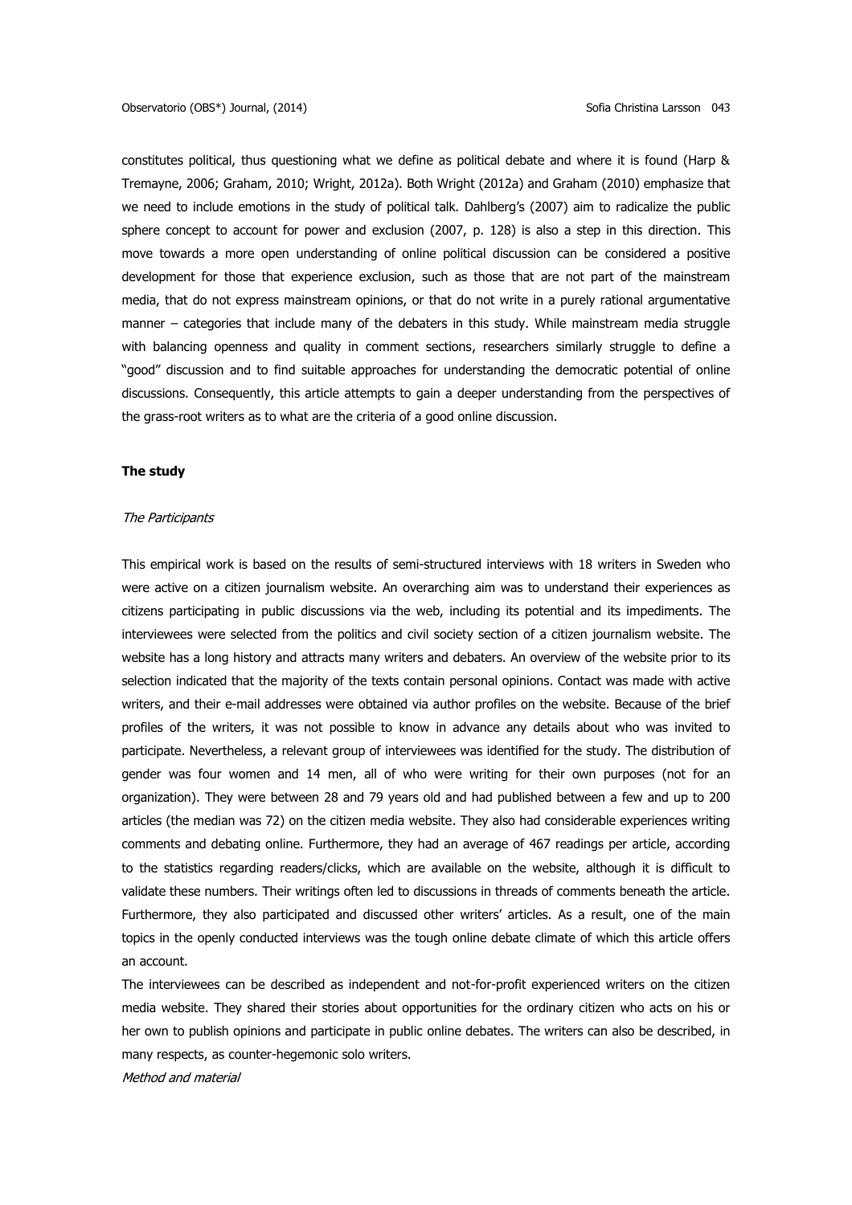constitutes political, thus questioning what we define as political debate and where it is found (Harp & Tremayne, 2006; Graham, 2010; Wright, 2012a). Both Wright (2012a) and Graham (2010) emphasize that we need to include emotions in the study of political talk. Dahlberg's (2007) aim to radicalize the public sphere concept to account for power and exclusion (2007, p. 128) is also a step in this direction. This move towards a more open understanding of online political discussion can be considered a positive development for those that experience exclusion, such as those that are not part of the mainstream media, that do not express mainstream opinions, or that do not write in a purely rational argumentative manner – categories that include many of the debaters in this study. While mainstream media struggle with balancing openness and quality in comment sections, researchers similarly struggle to define a "good" discussion and to find suitable approaches for understanding the democratic potential of online discussions. Consequently, this article attempts to gain a deeper understanding from the perspectives of the grass-root writers as to what are the criteria of a good online discussion.

## The study

### *The Participants*

This empirical work is based on the results of semi-structured interviews with 18 writers in Sweden who were active on a citizen journalism website. An overarching aim was to understand their experiences as citizens participating in public discussions via the web, including its potential and its impediments. The interviewees were selected from the politics and civil society section of a citizen journalism website. The website has a long history and attracts many writers and debaters. An overview of the website prior to its selection indicated that the majority of the texts contain personal opinions. Contact was made with active writers, and their e-mail addresses were obtained via author profiles on the website. Because of the brief profiles of the writers, it was not possible to know in advance any details about who was invited to participate. Nevertheless, a relevant group of interviewees was identified for the study. The distribution of gender was four women and 14 men, all of who were writing for their own purposes (not for an organization). They were between 28 and 79 years old and had published between a few and up to 200 articles (the median was 72) on the citizen media website. They also had considerable experiences writing comments and debating online. Furthermore, they had an average of 467 readings per article, according to the statistics regarding readers/clicks, which are available on the website, although it is difficult to validate these numbers. Their writings often led to discussions in threads of comments beneath the article. Furthermore, they also participated and discussed other writers' articles. As a result, one of the main topics in the openly conducted interviews was the tough online debate climate of which this article offers an account.

The interviewees can be described as independent and not-for-profit experienced writers on the citizen media website. They shared their stories about opportunities for the ordinary citizen who acts on his or her own to publish opinions and participate in public online debates. The writers can also be described, in many respects, as counter-hegemonic solo writers.

### *Method and material*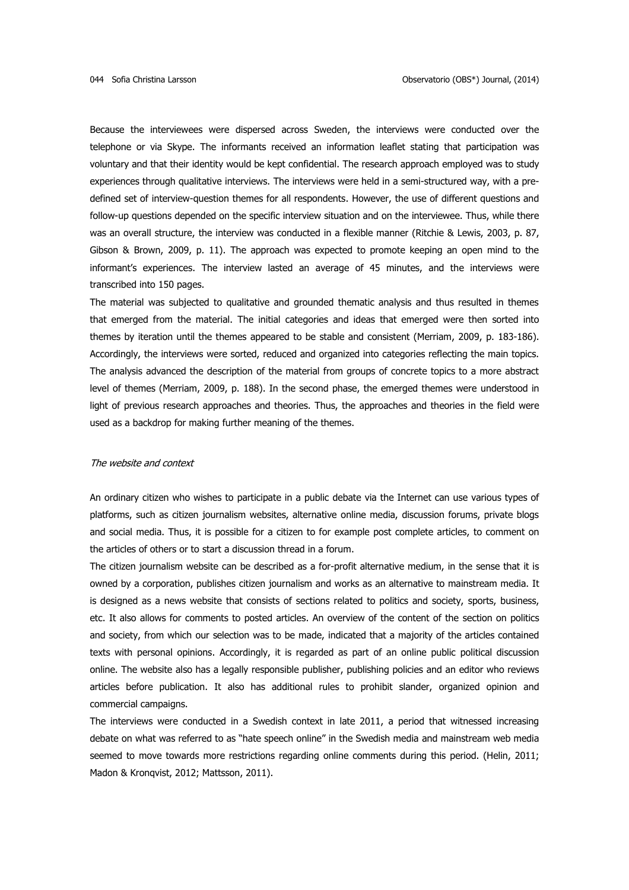Because the interviewees were dispersed across Sweden, the interviews were conducted over the telephone or via Skype. The informants received an information leaflet stating that participation was voluntary and that their identity would be kept confidential. The research approach employed was to study experiences through qualitative interviews. The interviews were held in a semi-structured way, with a pre-defined set of interview-question themes for all respondents. However, the use of different questions and follow-up questions depended on the specific interview situation and on the interviewee. Thus, while there was an overall structure, the interview was conducted in a flexible manner (Ritchie & Lewis, 2003, p. 87, Gibson & Brown, 2009, p. 11). The approach was expected to promote keeping an open mind to the informant's experiences. The interview lasted an average of 45 minutes, and the interviews were transcribed into 150 pages.

The material was subjected to qualitative and grounded thematic analysis and thus resulted in themes that emerged from the material. The initial categories and ideas that emerged were then sorted into themes by iteration until the themes appeared to be stable and consistent (Merriam, 2009, p. 183-186). Accordingly, the interviews were sorted, reduced and organized into categories reflecting the main topics. The analysis advanced the description of the material from groups of concrete topics to a more abstract level of themes (Merriam, 2009, p. 188). In the second phase, the emerged themes were understood in light of previous research approaches and theories. Thus, the approaches and theories in the field were used as a backdrop for making further meaning of the themes.

### *The website and context*

An ordinary citizen who wishes to participate in a public debate via the Internet can use various types of platforms, such as citizen journalism websites, alternative online media, discussion forums, private blogs and social media. Thus, it is possible for a citizen to for example post complete articles, to comment on the articles of others or to start a discussion thread in a forum.

The citizen journalism website can be described as a for-profit alternative medium, in the sense that it is owned by a corporation, publishes citizen journalism and works as an alternative to mainstream media. It is designed as a news website that consists of sections related to politics and society, sports, business, etc. It also allows for comments to posted articles. An overview of the content of the section on politics and society, from which our selection was to be made, indicated that a majority of the articles contained texts with personal opinions. Accordingly, it is regarded as part of an online public political discussion online. The website also has a legally responsible publisher, publishing policies and an editor who reviews articles before publication. It also has additional rules to prohibit slander, organized opinion and commercial campaigns.

The interviews were conducted in a Swedish context in late 2011, a period that witnessed increasing debate on what was referred to as "hate speech online" in the Swedish media and mainstream web media seemed to move towards more restrictions regarding online comments during this period. (Helin, 2011; Madon & Kronqvist, 2012; Mattsson, 2011).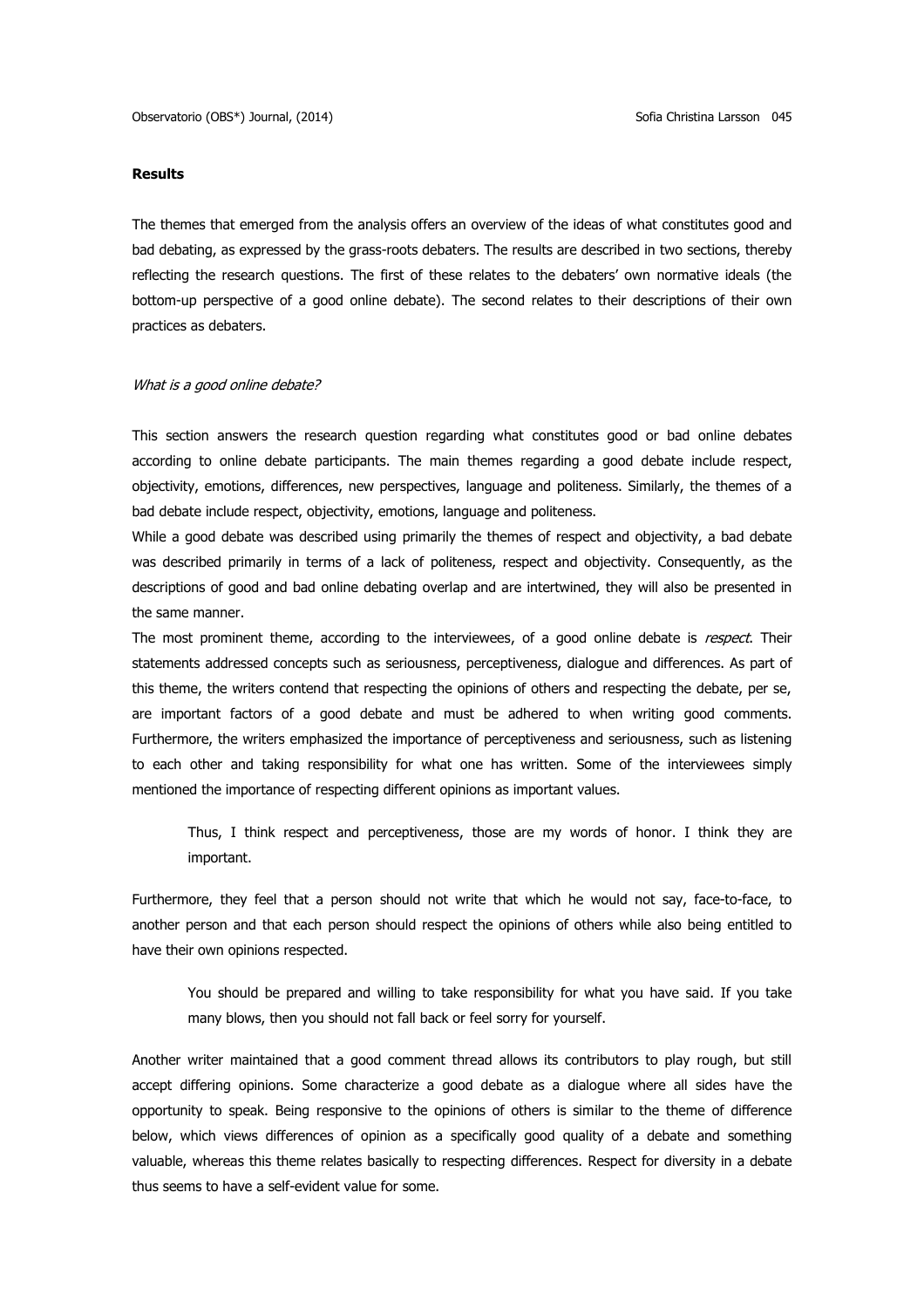**Results**

The themes that emerged from the analysis offers an overview of the ideas of what constitutes good and bad debating, as expressed by the grass-roots debaters. The results are described in two sections, thereby reflecting the research questions. The first of these relates to the debaters' own normative ideals (the bottom-up perspective of a good online debate). The second relates to their descriptions of their own practices as debaters.

*What is a good online debate?*

This section answers the research question regarding what constitutes good or bad online debates according to online debate participants. The main themes regarding a good debate include respect, objectivity, emotions, differences, new perspectives, language and politeness. Similarly, the themes of a bad debate include respect, objectivity, emotions, language and politeness.

While a good debate was described using primarily the themes of respect and objectivity, a bad debate was described primarily in terms of a lack of politeness, respect and objectivity. Consequently, as the descriptions of good and bad online debating overlap and are intertwined, they will also be presented in the same manner.

The most prominent theme, according to the interviewees, of a good online debate is *respect*. Their statements addressed concepts such as seriousness, perceptiveness, dialogue and differences. As part of this theme, the writers contend that respecting the opinions of others and respecting the debate, per se, are important factors of a good debate and must be adhered to when writing good comments. Furthermore, the writers emphasized the importance of perceptiveness and seriousness, such as listening to each other and taking responsibility for what one has written. Some of the interviewees simply mentioned the importance of respecting different opinions as important values.

> Thus, I think respect and perceptiveness, those are my words of honor. I think they are important.

Furthermore, they feel that a person should not write that which he would not say, face-to-face, to another person and that each person should respect the opinions of others while also being entitled to have their own opinions respected.

> You should be prepared and willing to take responsibility for what you have said. If you take many blows, then you should not fall back or feel sorry for yourself.

Another writer maintained that a good comment thread allows its contributors to play rough, but still accept differing opinions. Some characterize a good debate as a dialogue where all sides have the opportunity to speak. Being responsive to the opinions of others is similar to the theme of difference below, which views differences of opinion as a specifically good quality of a debate and something valuable, whereas this theme relates basically to respecting differences. Respect for diversity in a debate thus seems to have a self-evident value for some.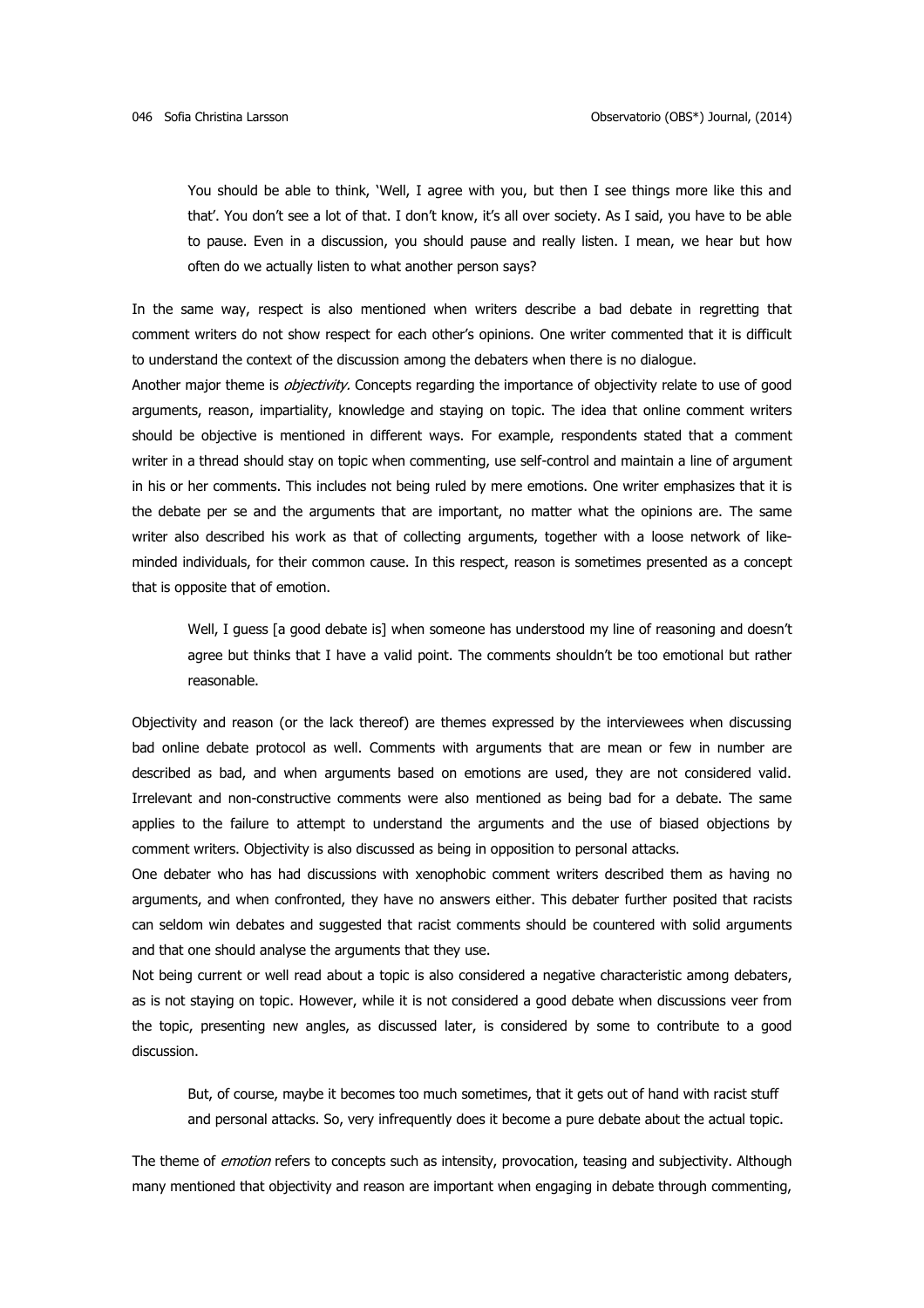> You should be able to think, 'Well, I agree with you, but then I see things more like this and that'. You don't see a lot of that. I don't know, it's all over society. As I said, you have to be able to pause. Even in a discussion, you should pause and really listen. I mean, we hear but how often do we actually listen to what another person says?

In the same way, respect is also mentioned when writers describe a bad debate in regretting that comment writers do not show respect for each other's opinions. One writer commented that it is difficult to understand the context of the discussion among the debaters when there is no dialogue.

Another major theme is *objectivity.* Concepts regarding the importance of objectivity relate to use of good arguments, reason, impartiality, knowledge and staying on topic. The idea that online comment writers should be objective is mentioned in different ways. For example, respondents stated that a comment writer in a thread should stay on topic when commenting, use self-control and maintain a line of argument in his or her comments. This includes not being ruled by mere emotions. One writer emphasizes that it is the debate per se and the arguments that are important, no matter what the opinions are. The same writer also described his work as that of collecting arguments, together with a loose network of like-minded individuals, for their common cause. In this respect, reason is sometimes presented as a concept that is opposite that of emotion.

> Well, I guess [a good debate is] when someone has understood my line of reasoning and doesn't agree but thinks that I have a valid point. The comments shouldn't be too emotional but rather reasonable.

Objectivity and reason (or the lack thereof) are themes expressed by the interviewees when discussing bad online debate protocol as well. Comments with arguments that are mean or few in number are described as bad, and when arguments based on emotions are used, they are not considered valid. Irrelevant and non-constructive comments were also mentioned as being bad for a debate. The same applies to the failure to attempt to understand the arguments and the use of biased objections by comment writers. Objectivity is also discussed as being in opposition to personal attacks.

One debater who has had discussions with xenophobic comment writers described them as having no arguments, and when confronted, they have no answers either. This debater further posited that racists can seldom win debates and suggested that racist comments should be countered with solid arguments and that one should analyse the arguments that they use.

Not being current or well read about a topic is also considered a negative characteristic among debaters, as is not staying on topic. However, while it is not considered a good debate when discussions veer from the topic, presenting new angles, as discussed later, is considered by some to contribute to a good discussion.

> But, of course, maybe it becomes too much sometimes, that it gets out of hand with racist stuff and personal attacks. So, very infrequently does it become a pure debate about the actual topic.

The theme of *emotion* refers to concepts such as intensity, provocation, teasing and subjectivity. Although many mentioned that objectivity and reason are important when engaging in debate through commenting,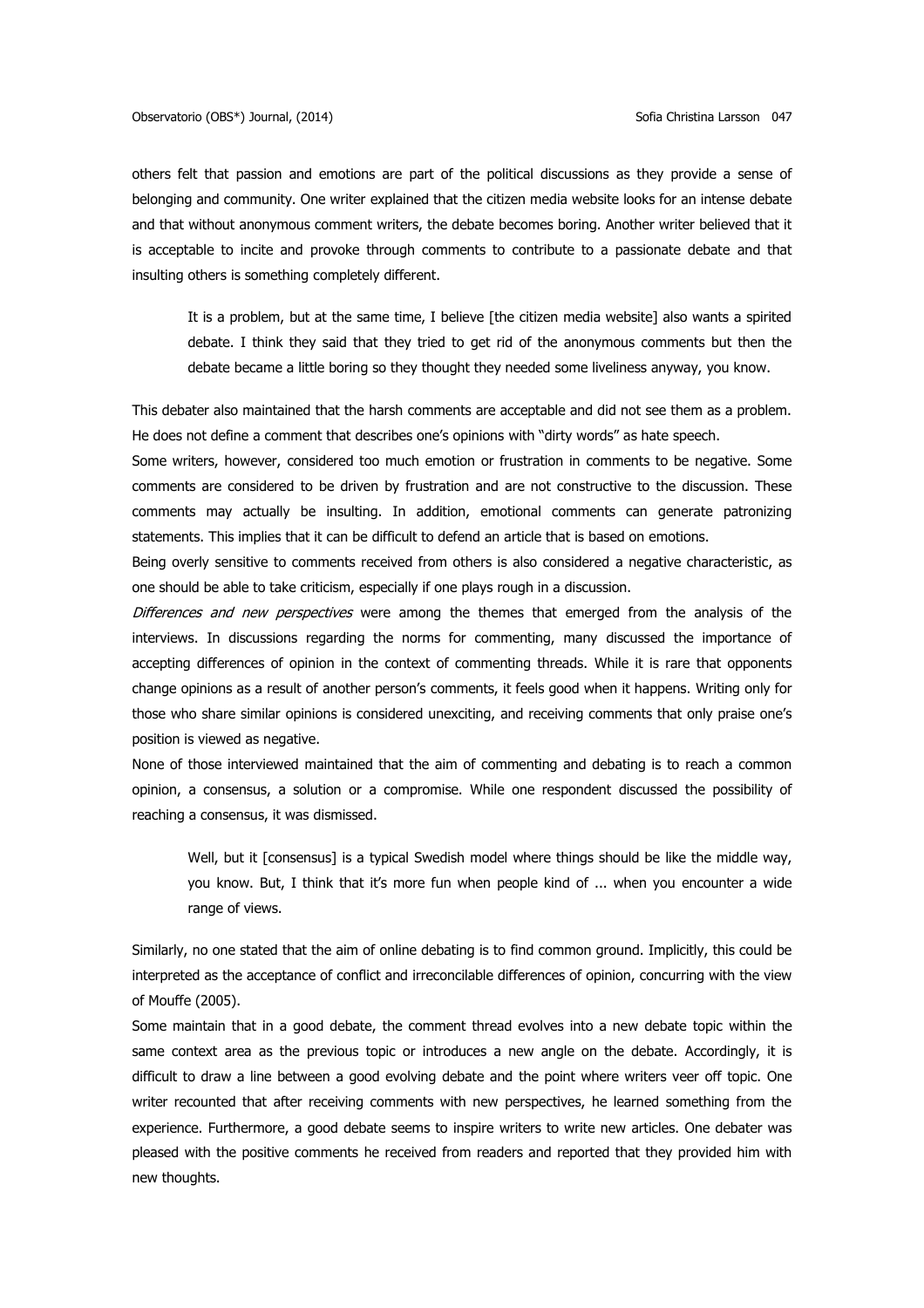others felt that passion and emotions are part of the political discussions as they provide a sense of belonging and community. One writer explained that the citizen media website looks for an intense debate and that without anonymous comment writers, the debate becomes boring. Another writer believed that it is acceptable to incite and provoke through comments to contribute to a passionate debate and that insulting others is something completely different.

> It is a problem, but at the same time, I believe [the citizen media website] also wants a spirited debate. I think they said that they tried to get rid of the anonymous comments but then the debate became a little boring so they thought they needed some liveliness anyway, you know.

This debater also maintained that the harsh comments are acceptable and did not see them as a problem. He does not define a comment that describes one's opinions with "dirty words" as hate speech.

Some writers, however, considered too much emotion or frustration in comments to be negative. Some comments are considered to be driven by frustration and are not constructive to the discussion. These comments may actually be insulting. In addition, emotional comments can generate patronizing statements. This implies that it can be difficult to defend an article that is based on emotions.

Being overly sensitive to comments received from others is also considered a negative characteristic, as one should be able to take criticism, especially if one plays rough in a discussion.

*Differences and new perspectives* were among the themes that emerged from the analysis of the interviews. In discussions regarding the norms for commenting, many discussed the importance of accepting differences of opinion in the context of commenting threads. While it is rare that opponents change opinions as a result of another person's comments, it feels good when it happens. Writing only for those who share similar opinions is considered unexciting, and receiving comments that only praise one's position is viewed as negative.

None of those interviewed maintained that the aim of commenting and debating is to reach a common opinion, a consensus, a solution or a compromise. While one respondent discussed the possibility of reaching a consensus, it was dismissed.

> Well, but it [consensus] is a typical Swedish model where things should be like the middle way, you know. But, I think that it's more fun when people kind of ... when you encounter a wide range of views.

Similarly, no one stated that the aim of online debating is to find common ground. Implicitly, this could be interpreted as the acceptance of conflict and irreconcilable differences of opinion, concurring with the view of Mouffe (2005).

Some maintain that in a good debate, the comment thread evolves into a new debate topic within the same context area as the previous topic or introduces a new angle on the debate. Accordingly, it is difficult to draw a line between a good evolving debate and the point where writers veer off topic. One writer recounted that after receiving comments with new perspectives, he learned something from the experience. Furthermore, a good debate seems to inspire writers to write new articles. One debater was pleased with the positive comments he received from readers and reported that they provided him with new thoughts.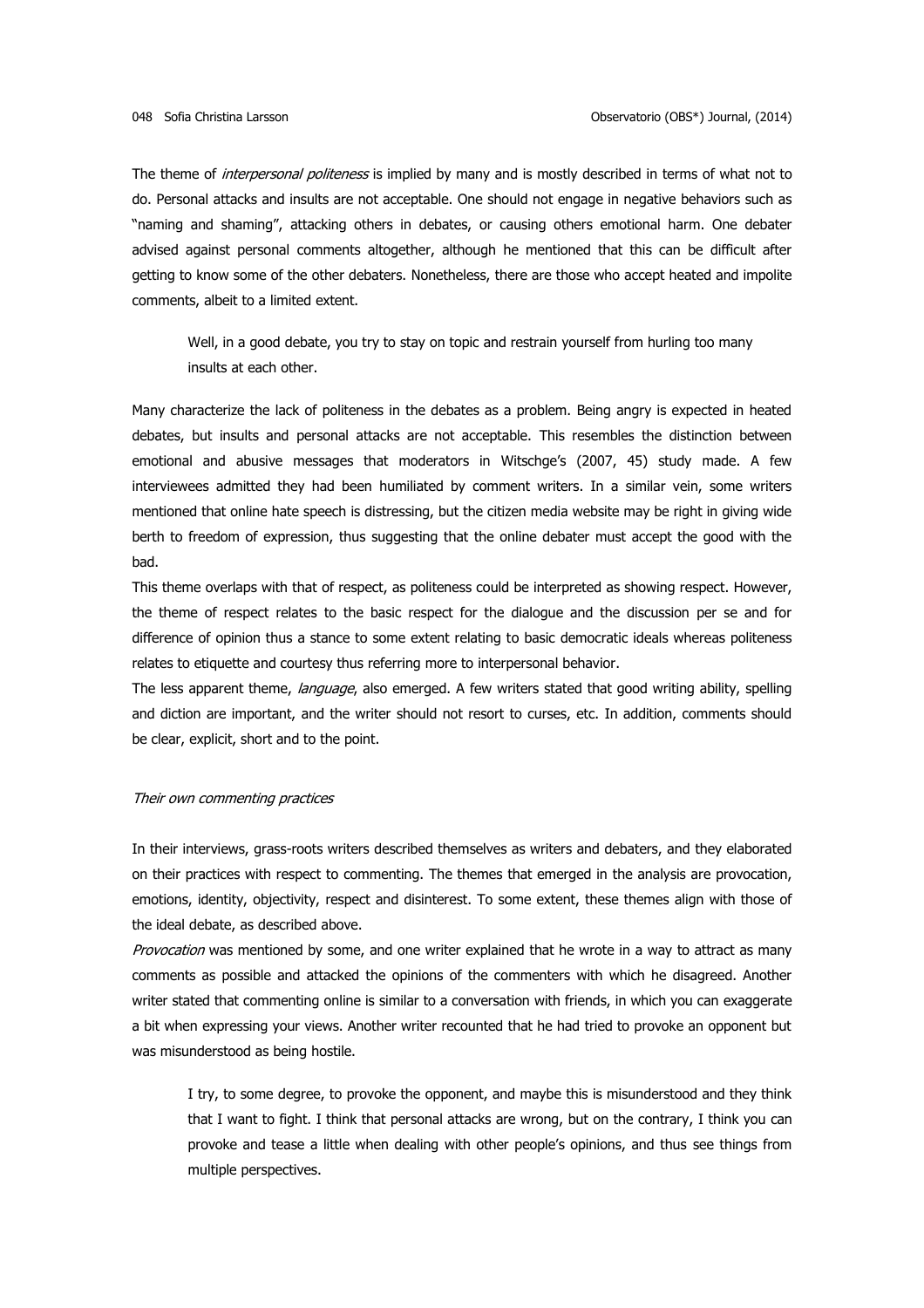The theme of *interpersonal politeness* is implied by many and is mostly described in terms of what not to do. Personal attacks and insults are not acceptable. One should not engage in negative behaviors such as "naming and shaming", attacking others in debates, or causing others emotional harm. One debater advised against personal comments altogether, although he mentioned that this can be difficult after getting to know some of the other debaters. Nonetheless, there are those who accept heated and impolite comments, albeit to a limited extent.

> Well, in a good debate, you try to stay on topic and restrain yourself from hurling too many insults at each other.

Many characterize the lack of politeness in the debates as a problem. Being angry is expected in heated debates, but insults and personal attacks are not acceptable. This resembles the distinction between emotional and abusive messages that moderators in Witschge's (2007, 45) study made. A few interviewees admitted they had been humiliated by comment writers. In a similar vein, some writers mentioned that online hate speech is distressing, but the citizen media website may be right in giving wide berth to freedom of expression, thus suggesting that the online debater must accept the good with the bad.

This theme overlaps with that of respect, as politeness could be interpreted as showing respect. However, the theme of respect relates to the basic respect for the dialogue and the discussion per se and for difference of opinion thus a stance to some extent relating to basic democratic ideals whereas politeness relates to etiquette and courtesy thus referring more to interpersonal behavior.

The less apparent theme, *language*, also emerged. A few writers stated that good writing ability, spelling and diction are important, and the writer should not resort to curses, etc. In addition, comments should be clear, explicit, short and to the point.

*Their own commenting practices*

In their interviews, grass-roots writers described themselves as writers and debaters, and they elaborated on their practices with respect to commenting. The themes that emerged in the analysis are provocation, emotions, identity, objectivity, respect and disinterest. To some extent, these themes align with those of the ideal debate, as described above.

*Provocation* was mentioned by some, and one writer explained that he wrote in a way to attract as many comments as possible and attacked the opinions of the commenters with which he disagreed. Another writer stated that commenting online is similar to a conversation with friends, in which you can exaggerate a bit when expressing your views. Another writer recounted that he had tried to provoke an opponent but was misunderstood as being hostile.

> I try, to some degree, to provoke the opponent, and maybe this is misunderstood and they think that I want to fight. I think that personal attacks are wrong, but on the contrary, I think you can provoke and tease a little when dealing with other people's opinions, and thus see things from multiple perspectives.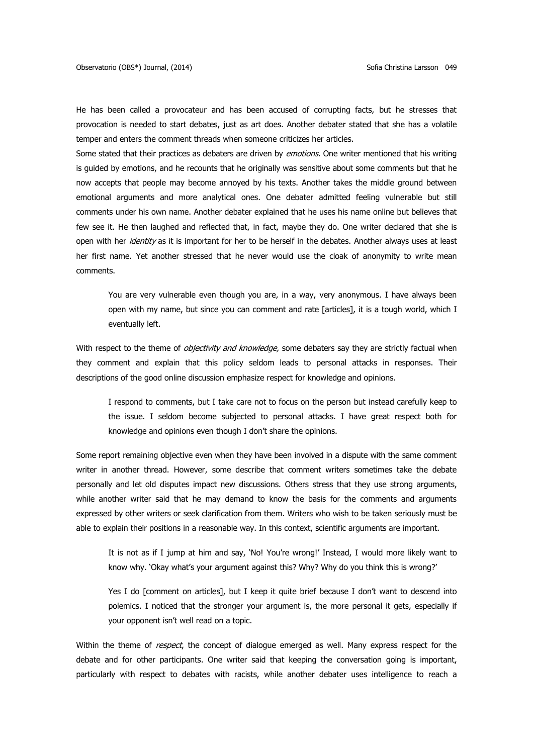He has been called a provocateur and has been accused of corrupting facts, but he stresses that provocation is needed to start debates, just as art does. Another debater stated that she has a volatile temper and enters the comment threads when someone criticizes her articles.

Some stated that their practices as debaters are driven by *emotions*. One writer mentioned that his writing is guided by emotions, and he recounts that he originally was sensitive about some comments but that he now accepts that people may become annoyed by his texts. Another takes the middle ground between emotional arguments and more analytical ones. One debater admitted feeling vulnerable but still comments under his own name. Another debater explained that he uses his name online but believes that few see it. He then laughed and reflected that, in fact, maybe they do. One writer declared that she is open with her *identity* as it is important for her to be herself in the debates. Another always uses at least her first name. Yet another stressed that he never would use the cloak of anonymity to write mean comments.

> You are very vulnerable even though you are, in a way, very anonymous. I have always been open with my name, but since you can comment and rate [articles], it is a tough world, which I eventually left.

With respect to the theme of *objectivity and knowledge,* some debaters say they are strictly factual when they comment and explain that this policy seldom leads to personal attacks in responses. Their descriptions of the good online discussion emphasize respect for knowledge and opinions.

> I respond to comments, but I take care not to focus on the person but instead carefully keep to the issue. I seldom become subjected to personal attacks. I have great respect both for knowledge and opinions even though I don't share the opinions.

Some report remaining objective even when they have been involved in a dispute with the same comment writer in another thread. However, some describe that comment writers sometimes take the debate personally and let old disputes impact new discussions. Others stress that they use strong arguments, while another writer said that he may demand to know the basis for the comments and arguments expressed by other writers or seek clarification from them. Writers who wish to be taken seriously must be able to explain their positions in a reasonable way. In this context, scientific arguments are important.

> It is not as if I jump at him and say, 'No! You're wrong!' Instead, I would more likely want to know why. 'Okay what's your argument against this? Why? Why do you think this is wrong?'

> Yes I do [comment on articles], but I keep it quite brief because I don't want to descend into polemics. I noticed that the stronger your argument is, the more personal it gets, especially if your opponent isn't well read on a topic.

Within the theme of *respect*, the concept of dialogue emerged as well. Many express respect for the debate and for other participants. One writer said that keeping the conversation going is important, particularly with respect to debates with racists, while another debater uses intelligence to reach a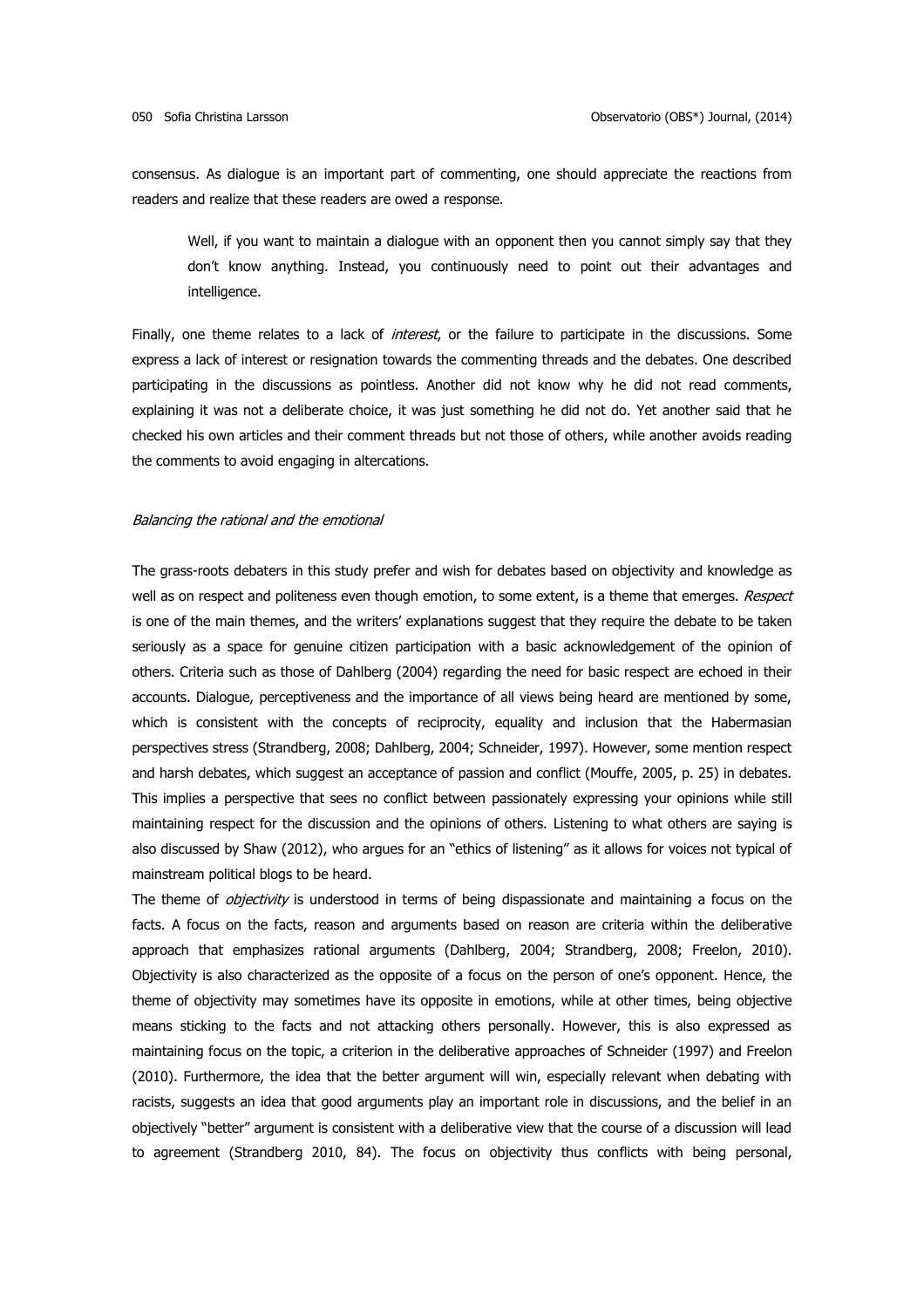consensus. As dialogue is an important part of commenting, one should appreciate the reactions from readers and realize that these readers are owed a response.

> Well, if you want to maintain a dialogue with an opponent then you cannot simply say that they don't know anything. Instead, you continuously need to point out their advantages and intelligence.

Finally, one theme relates to a lack of *interest*, or the failure to participate in the discussions. Some express a lack of interest or resignation towards the commenting threads and the debates. One described participating in the discussions as pointless. Another did not know why he did not read comments, explaining it was not a deliberate choice, it was just something he did not do. Yet another said that he checked his own articles and their comment threads but not those of others, while another avoids reading the comments to avoid engaging in altercations.

*Balancing the rational and the emotional*

The grass-roots debaters in this study prefer and wish for debates based on objectivity and knowledge as well as on respect and politeness even though emotion, to some extent, is a theme that emerges. *Respect* is one of the main themes, and the writers' explanations suggest that they require the debate to be taken seriously as a space for genuine citizen participation with a basic acknowledgement of the opinion of others. Criteria such as those of Dahlberg (2004) regarding the need for basic respect are echoed in their accounts. Dialogue, perceptiveness and the importance of all views being heard are mentioned by some, which is consistent with the concepts of reciprocity, equality and inclusion that the Habermasian perspectives stress (Strandberg, 2008; Dahlberg, 2004; Schneider, 1997). However, some mention respect and harsh debates, which suggest an acceptance of passion and conflict (Mouffe, 2005, p. 25) in debates. This implies a perspective that sees no conflict between passionately expressing your opinions while still maintaining respect for the discussion and the opinions of others. Listening to what others are saying is also discussed by Shaw (2012), who argues for an "ethics of listening" as it allows for voices not typical of mainstream political blogs to be heard.

The theme of *objectivity* is understood in terms of being dispassionate and maintaining a focus on the facts. A focus on the facts, reason and arguments based on reason are criteria within the deliberative approach that emphasizes rational arguments (Dahlberg, 2004; Strandberg, 2008; Freelon, 2010). Objectivity is also characterized as the opposite of a focus on the person of one's opponent. Hence, the theme of objectivity may sometimes have its opposite in emotions, while at other times, being objective means sticking to the facts and not attacking others personally. However, this is also expressed as maintaining focus on the topic, a criterion in the deliberative approaches of Schneider (1997) and Freelon (2010). Furthermore, the idea that the better argument will win, especially relevant when debating with racists, suggests an idea that good arguments play an important role in discussions, and the belief in an objectively "better" argument is consistent with a deliberative view that the course of a discussion will lead to agreement (Strandberg 2010, 84). The focus on objectivity thus conflicts with being personal,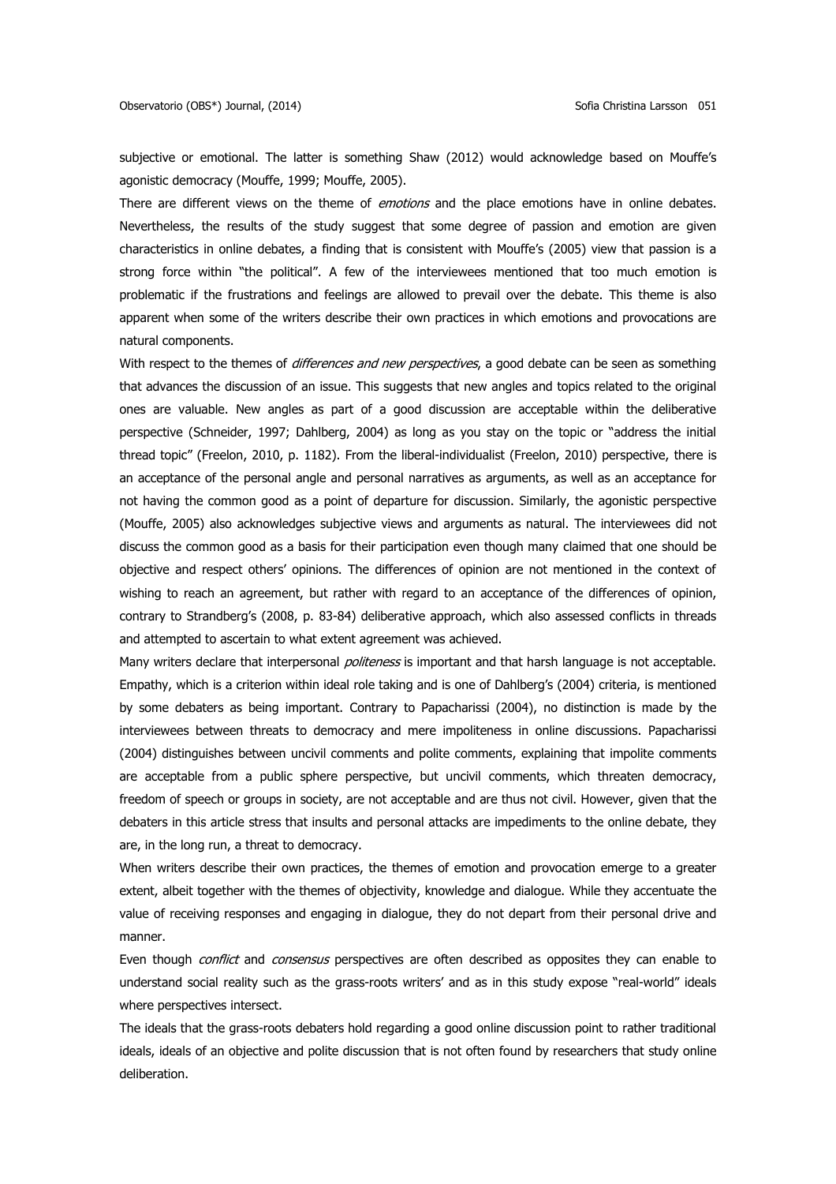subjective or emotional. The latter is something Shaw (2012) would acknowledge based on Mouffe's agonistic democracy (Mouffe, 1999; Mouffe, 2005).

There are different views on the theme of *emotions* and the place emotions have in online debates. Nevertheless, the results of the study suggest that some degree of passion and emotion are given characteristics in online debates, a finding that is consistent with Mouffe's (2005) view that passion is a strong force within "the political". A few of the interviewees mentioned that too much emotion is problematic if the frustrations and feelings are allowed to prevail over the debate. This theme is also apparent when some of the writers describe their own practices in which emotions and provocations are natural components.

With respect to the themes of *differences and new perspectives*, a good debate can be seen as something that advances the discussion of an issue. This suggests that new angles and topics related to the original ones are valuable. New angles as part of a good discussion are acceptable within the deliberative perspective (Schneider, 1997; Dahlberg, 2004) as long as you stay on the topic or "address the initial thread topic" (Freelon, 2010, p. 1182). From the liberal-individualist (Freelon, 2010) perspective, there is an acceptance of the personal angle and personal narratives as arguments, as well as an acceptance for not having the common good as a point of departure for discussion. Similarly, the agonistic perspective (Mouffe, 2005) also acknowledges subjective views and arguments as natural. The interviewees did not discuss the common good as a basis for their participation even though many claimed that one should be objective and respect others' opinions. The differences of opinion are not mentioned in the context of wishing to reach an agreement, but rather with regard to an acceptance of the differences of opinion, contrary to Strandberg's (2008, p. 83-84) deliberative approach, which also assessed conflicts in threads and attempted to ascertain to what extent agreement was achieved.

Many writers declare that interpersonal *politeness* is important and that harsh language is not acceptable. Empathy, which is a criterion within ideal role taking and is one of Dahlberg's (2004) criteria, is mentioned by some debaters as being important. Contrary to Papacharissi (2004), no distinction is made by the interviewees between threats to democracy and mere impoliteness in online discussions. Papacharissi (2004) distinguishes between uncivil comments and polite comments, explaining that impolite comments are acceptable from a public sphere perspective, but uncivil comments, which threaten democracy, freedom of speech or groups in society, are not acceptable and are thus not civil. However, given that the debaters in this article stress that insults and personal attacks are impediments to the online debate, they are, in the long run, a threat to democracy.

When writers describe their own practices, the themes of emotion and provocation emerge to a greater extent, albeit together with the themes of objectivity, knowledge and dialogue. While they accentuate the value of receiving responses and engaging in dialogue, they do not depart from their personal drive and manner.

Even though *conflict* and *consensus* perspectives are often described as opposites they can enable to understand social reality such as the grass-roots writers' and as in this study expose "real-world" ideals where perspectives intersect.

The ideals that the grass-roots debaters hold regarding a good online discussion point to rather traditional ideals, ideals of an objective and polite discussion that is not often found by researchers that study online deliberation.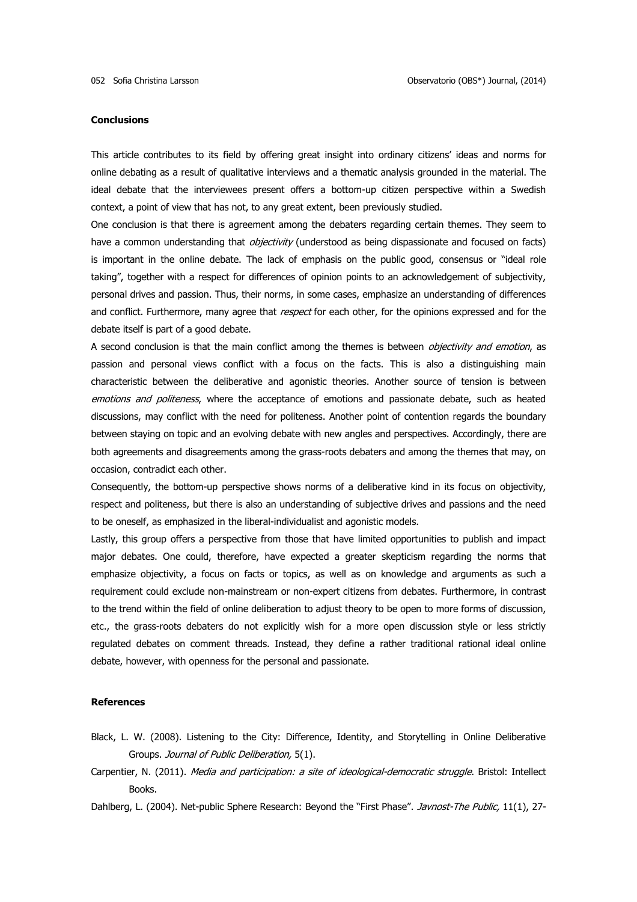## Conclusions

This article contributes to its field by offering great insight into ordinary citizens' ideas and norms for online debating as a result of qualitative interviews and a thematic analysis grounded in the material. The ideal debate that the interviewees present offers a bottom-up citizen perspective within a Swedish context, a point of view that has not, to any great extent, been previously studied.

One conclusion is that there is agreement among the debaters regarding certain themes. They seem to have a common understanding that *objectivity* (understood as being dispassionate and focused on facts) is important in the online debate. The lack of emphasis on the public good, consensus or "ideal role taking", together with a respect for differences of opinion points to an acknowledgement of subjectivity, personal drives and passion. Thus, their norms, in some cases, emphasize an understanding of differences and conflict. Furthermore, many agree that *respect* for each other, for the opinions expressed and for the debate itself is part of a good debate.

A second conclusion is that the main conflict among the themes is between *objectivity and emotion*, as passion and personal views conflict with a focus on the facts. This is also a distinguishing main characteristic between the deliberative and agonistic theories. Another source of tension is between *emotions and politeness*, where the acceptance of emotions and passionate debate, such as heated discussions, may conflict with the need for politeness. Another point of contention regards the boundary between staying on topic and an evolving debate with new angles and perspectives. Accordingly, there are both agreements and disagreements among the grass-roots debaters and among the themes that may, on occasion, contradict each other.

Consequently, the bottom-up perspective shows norms of a deliberative kind in its focus on objectivity, respect and politeness, but there is also an understanding of subjective drives and passions and the need to be oneself, as emphasized in the liberal-individualist and agonistic models.

Lastly, this group offers a perspective from those that have limited opportunities to publish and impact major debates. One could, therefore, have expected a greater skepticism regarding the norms that emphasize objectivity, a focus on facts or topics, as well as on knowledge and arguments as such a requirement could exclude non-mainstream or non-expert citizens from debates. Furthermore, in contrast to the trend within the field of online deliberation to adjust theory to be open to more forms of discussion, etc., the grass-roots debaters do not explicitly wish for a more open discussion style or less strictly regulated debates on comment threads. Instead, they define a rather traditional rational ideal online debate, however, with openness for the personal and passionate.

## References

Black, L. W. (2008). Listening to the City: Difference, Identity, and Storytelling in Online Deliberative Groups. *Journal of Public Deliberation,* 5(1).

Carpentier, N. (2011). *Media and participation: a site of ideological-democratic struggle*. Bristol: Intellect Books.

Dahlberg, L. (2004). Net-public Sphere Research: Beyond the "First Phase". *Javnost-The Public,* 11(1), 27-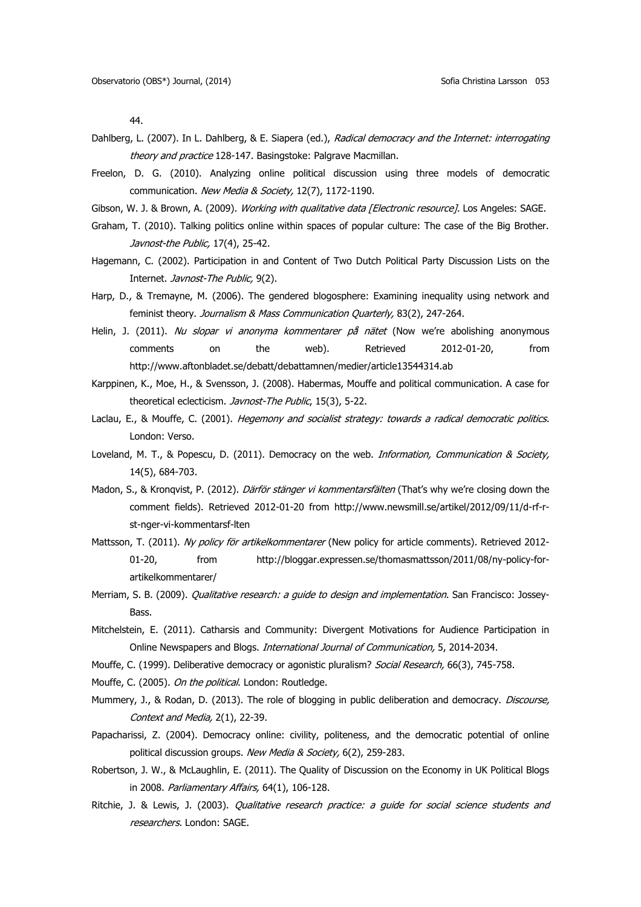44.

Dahlberg, L. (2007). In L. Dahlberg, & E. Siapera (ed.), *Radical democracy and the Internet: interrogating theory and practice* 128-147. Basingstoke: Palgrave Macmillan.

Freelon, D. G. (2010). Analyzing online political discussion using three models of democratic communication. *New Media & Society,* 12(7), 1172-1190.

Gibson, W. J. & Brown, A. (2009). *Working with qualitative data [Electronic resource].* Los Angeles: SAGE.

Graham, T. (2010). Talking politics online within spaces of popular culture: The case of the Big Brother. *Javnost-the Public,* 17(4), 25-42.

Hagemann, C. (2002). Participation in and Content of Two Dutch Political Party Discussion Lists on the Internet. *Javnost-The Public,* 9(2).

Harp, D., & Tremayne, M. (2006). The gendered blogosphere: Examining inequality using network and feminist theory. *Journalism & Mass Communication Quarterly,* 83(2), 247-264.

Helin, J. (2011). *Nu slopar vi anonyma kommentarer på nätet* (Now we're abolishing anonymous comments on the web). Retrieved 2012-01-20, from http://www.aftonbladet.se/debatt/debattamnen/medier/article13544314.ab

Karppinen, K., Moe, H., & Svensson, J. (2008). Habermas, Mouffe and political communication. A case for theoretical eclecticism. *Javnost-The Public*, 15(3), 5-22.

Laclau, E., & Mouffe, C. (2001). *Hegemony and socialist strategy: towards a radical democratic politics*. London: Verso.

Loveland, M. T., & Popescu, D. (2011). Democracy on the web. *Information, Communication & Society,* 14(5), 684-703.

Madon, S., & Kronqvist, P. (2012). *Därför stänger vi kommentarsfälten* (That's why we're closing down the comment fields). Retrieved 2012-01-20 from http://www.newsmill.se/artikel/2012/09/11/d-rf-r-st-nger-vi-kommentarsf-lten

Mattsson, T. (2011). *Ny policy för artikelkommentarer* (New policy for article comments). Retrieved 2012-01-20, from http://bloggar.expressen.se/thomasmattsson/2011/08/ny-policy-for-artikelkommentarer/

Merriam, S. B. (2009). *Qualitative research: a guide to design and implementation*. San Francisco: Jossey-Bass.

Mitchelstein, E. (2011). Catharsis and Community: Divergent Motivations for Audience Participation in Online Newspapers and Blogs. *International Journal of Communication,* 5, 2014-2034.

Mouffe, C. (1999). Deliberative democracy or agonistic pluralism? *Social Research,* 66(3), 745-758.

Mouffe, C. (2005). *On the political*. London: Routledge.

Mummery, J., & Rodan, D. (2013). The role of blogging in public deliberation and democracy. *Discourse, Context and Media,* 2(1), 22-39.

Papacharissi, Z. (2004). Democracy online: civility, politeness, and the democratic potential of online political discussion groups. *New Media & Society,* 6(2), 259-283.

Robertson, J. W., & McLaughlin, E. (2011). The Quality of Discussion on the Economy in UK Political Blogs in 2008. *Parliamentary Affairs,* 64(1), 106-128.

Ritchie, J. & Lewis, J. (2003). *Qualitative research practice: a guide for social science students and researchers.* London: SAGE.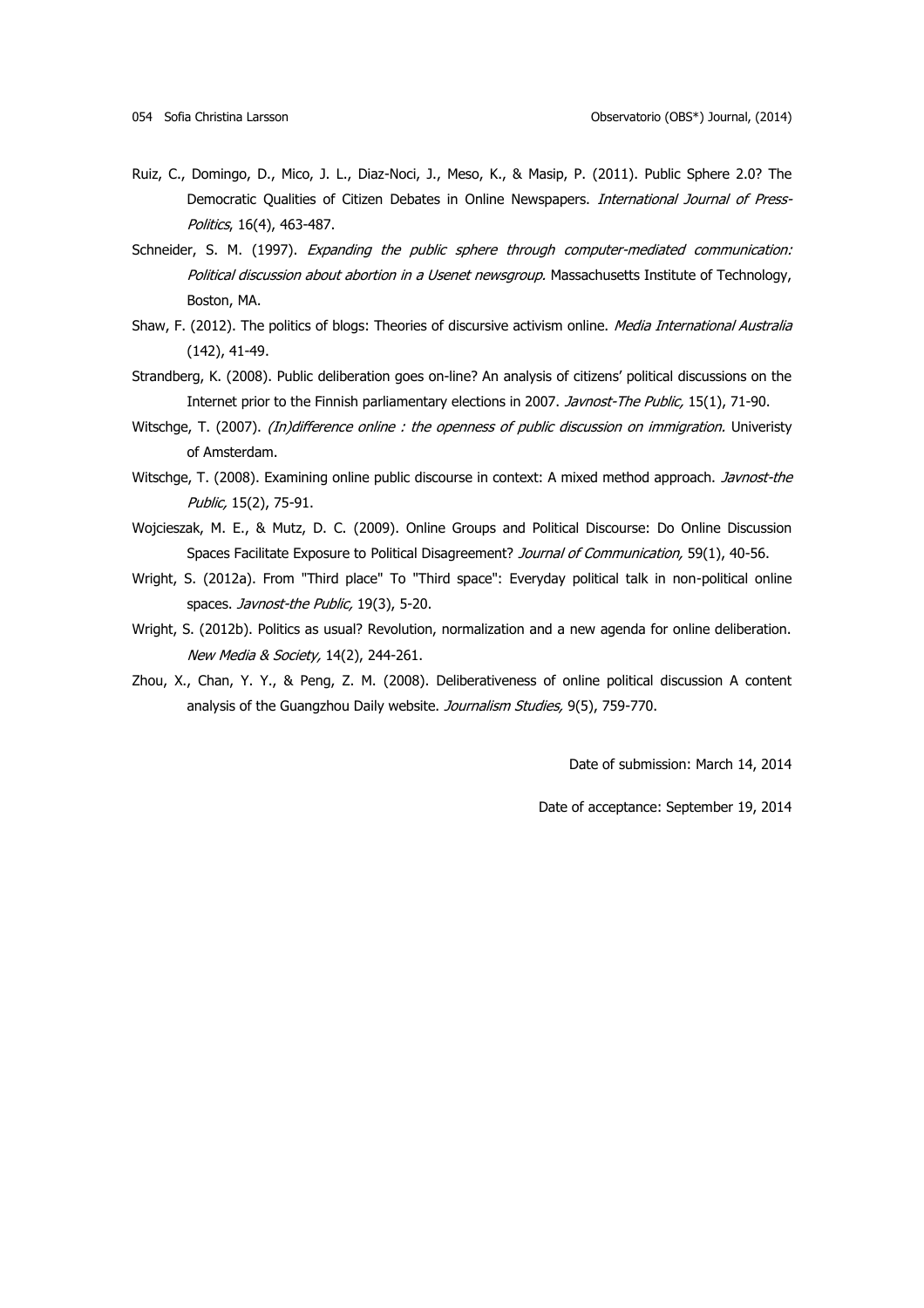Ruiz, C., Domingo, D., Mico, J. L., Diaz-Noci, J., Meso, K., & Masip, P. (2011). Public Sphere 2.0? The Democratic Qualities of Citizen Debates in Online Newspapers. *International Journal of Press-Politics*, 16(4), 463-487.

Schneider, S. M. (1997). *Expanding the public sphere through computer-mediated communication: Political discussion about abortion in a Usenet newsgroup.* Massachusetts Institute of Technology, Boston, MA.

Shaw, F. (2012). The politics of blogs: Theories of discursive activism online. *Media International Australia* (142), 41-49.

Strandberg, K. (2008). Public deliberation goes on-line? An analysis of citizens' political discussions on the Internet prior to the Finnish parliamentary elections in 2007. *Javnost-The Public,* 15(1), 71-90.

Witschge, T. (2007). *(In)difference online : the openness of public discussion on immigration.* Univeristy of Amsterdam.

Witschge, T. (2008). Examining online public discourse in context: A mixed method approach. *Javnost-the Public,* 15(2), 75-91.

Wojcieszak, M. E., & Mutz, D. C. (2009). Online Groups and Political Discourse: Do Online Discussion Spaces Facilitate Exposure to Political Disagreement? *Journal of Communication,* 59(1), 40-56.

Wright, S. (2012a). From "Third place" To "Third space": Everyday political talk in non-political online spaces. *Javnost-the Public,* 19(3), 5-20.

Wright, S. (2012b). Politics as usual? Revolution, normalization and a new agenda for online deliberation. *New Media & Society,* 14(2), 244-261.

Zhou, X., Chan, Y. Y., & Peng, Z. M. (2008). Deliberativeness of online political discussion A content analysis of the Guangzhou Daily website. *Journalism Studies,* 9(5), 759-770.

Date of submission: March 14, 2014

Date of acceptance: September 19, 2014